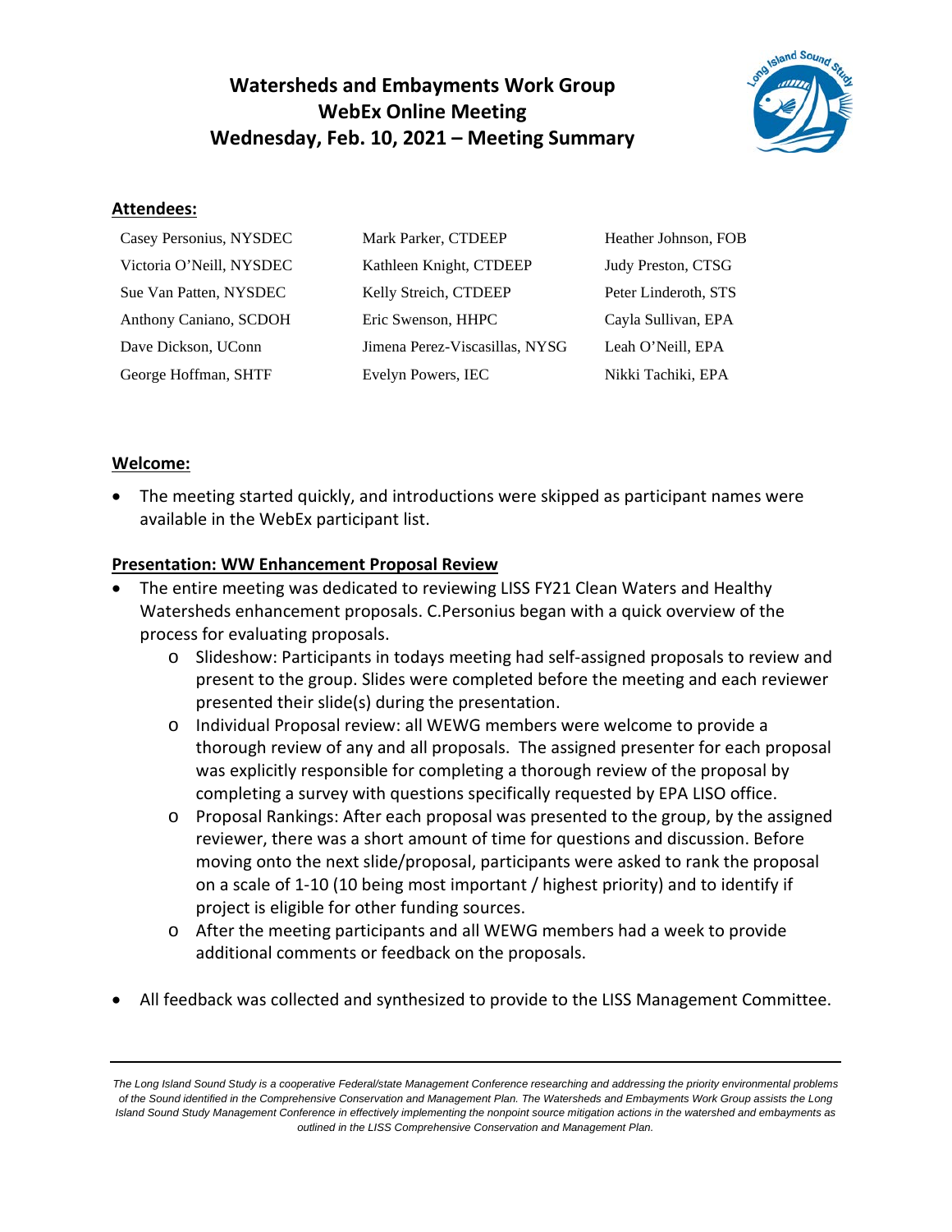# Watersheds and Embayments Work Group
# WebEx Online Meeting
# Wednesday, Feb. 10, 2021 – Meeting Summary

## Attendees:

| | | |
|---|---|---|
| Casey Personius, NYSDEC | Mark Parker, CTDEEP | Heather Johnson, FOB |
| Victoria O'Neill, NYSDEC | Kathleen Knight, CTDEEP | Judy Preston, CTSG |
| Sue Van Patten, NYSDEC | Kelly Streich, CTDEEP | Peter Linderoth, STS |
| Anthony Caniano, SCDOH | Eric Swenson, HHPC | Cayla Sullivan, EPA |
| Dave Dickson, UConn | Jimena Perez-Viscasillas, NYSG | Leah O'Neill, EPA |
| George Hoffman, SHTF | Evelyn Powers, IEC | Nikki Tachiki, EPA |

## Welcome:

- The meeting started quickly, and introductions were skipped as participant names were available in the WebEx participant list.

## Presentation: WW Enhancement Proposal Review

- The entire meeting was dedicated to reviewing LISS FY21 Clean Waters and Healthy Watersheds enhancement proposals. C.Personius began with a quick overview of the process for evaluating proposals.
  - Slideshow: Participants in todays meeting had self-assigned proposals to review and present to the group. Slides were completed before the meeting and each reviewer presented their slide(s) during the presentation.
  - Individual Proposal review: all WEWG members were welcome to provide a thorough review of any and all proposals. The assigned presenter for each proposal was explicitly responsible for completing a thorough review of the proposal by completing a survey with questions specifically requested by EPA LISO office.
  - Proposal Rankings: After each proposal was presented to the group, by the assigned reviewer, there was a short amount of time for questions and discussion. Before moving onto the next slide/proposal, participants were asked to rank the proposal on a scale of 1-10 (10 being most important / highest priority) and to identify if project is eligible for other funding sources.
  - After the meeting participants and all WEWG members had a week to provide additional comments or feedback on the proposals.

- All feedback was collected and synthesized to provide to the LISS Management Committee.

---

*The Long Island Sound Study is a cooperative Federal/state Management Conference researching and addressing the priority environmental problems of the Sound identified in the Comprehensive Conservation and Management Plan. The Watersheds and Embayments Work Group assists the Long Island Sound Study Management Conference in effectively implementing the nonpoint source mitigation actions in the watershed and embayments as outlined in the LISS Comprehensive Conservation and Management Plan.*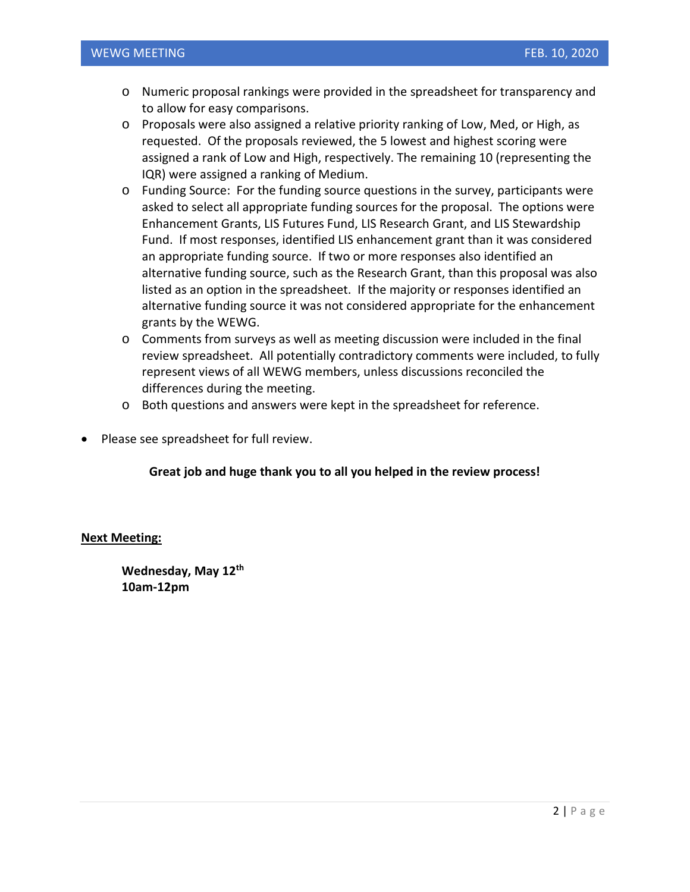- Numeric proposal rankings were provided in the spreadsheet for transparency and to allow for easy comparisons.
- Proposals were also assigned a relative priority ranking of Low, Med, or High, as requested. Of the proposals reviewed, the 5 lowest and highest scoring were assigned a rank of Low and High, respectively. The remaining 10 (representing the IQR) were assigned a ranking of Medium.
- Funding Source: For the funding source questions in the survey, participants were asked to select all appropriate funding sources for the proposal. The options were Enhancement Grants, LIS Futures Fund, LIS Research Grant, and LIS Stewardship Fund. If most responses, identified LIS enhancement grant than it was considered an appropriate funding source. If two or more responses also identified an alternative funding source, such as the Research Grant, than this proposal was also listed as an option in the spreadsheet. If the majority or responses identified an alternative funding source it was not considered appropriate for the enhancement grants by the WEWG.
- Comments from surveys as well as meeting discussion were included in the final review spreadsheet. All potentially contradictory comments were included, to fully represent views of all WEWG members, unless discussions reconciled the differences during the meeting.
- Both questions and answers were kept in the spreadsheet for reference.

- Please see spreadsheet for full review.

**Great job and huge thank you to all you helped in the review process!**

**Next Meeting:**

**Wednesday, May 12th**
**10am-12pm**